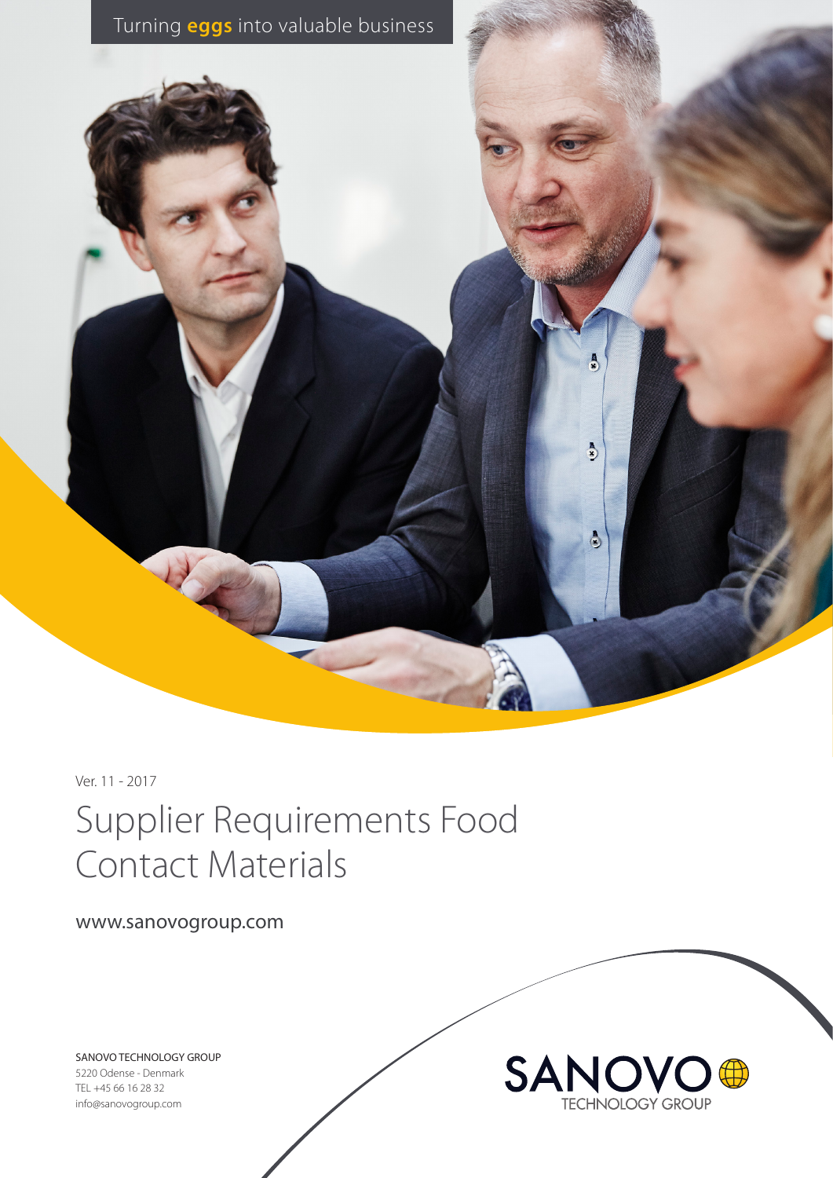Turning **eggs** into valuable business

Ver. 11 - 2017

# Supplier Requirements Food Contact Materials

www.sanovogroup.com

SANOVO TECHNOLOGY GROUP
5220 Odense - Denmark
TEL +45 66 16 28 32
info@sanovogroup.com

SANOVO TECHNOLOGY GROUP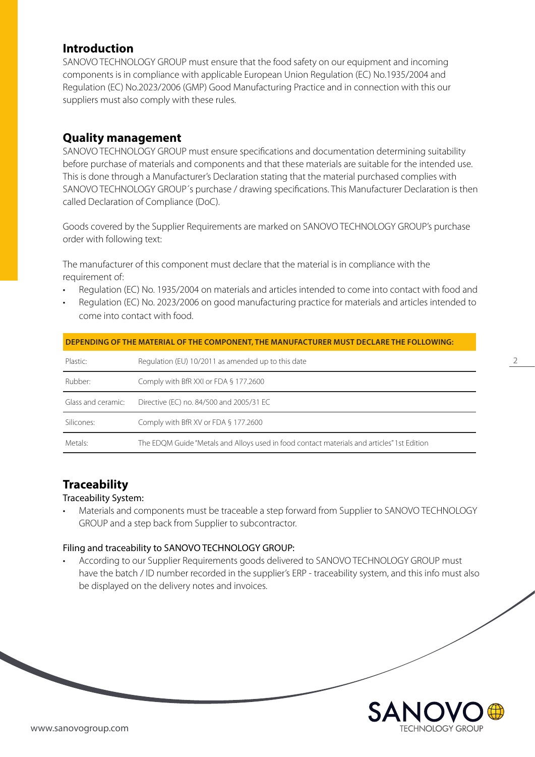## Introduction

SANOVO TECHNOLOGY GROUP must ensure that the food safety on our equipment and incoming components is in compliance with applicable European Union Regulation (EC) No.1935/2004 and Regulation (EC) No.2023/2006 (GMP) Good Manufacturing Practice and in connection with this our suppliers must also comply with these rules.

## Quality management

SANOVO TECHNOLOGY GROUP must ensure specifications and documentation determining suitability before purchase of materials and components and that these materials are suitable for the intended use. This is done through a Manufacturer's Declaration stating that the material purchased complies with SANOVO TECHNOLOGY GROUP´s purchase / drawing specifications. This Manufacturer Declaration is then called Declaration of Compliance (DoC).

Goods covered by the Supplier Requirements are marked on SANOVO TECHNOLOGY GROUP's purchase order with following text:

The manufacturer of this component must declare that the material is in compliance with the requirement of:

- Regulation (EC) No. 1935/2004 on materials and articles intended to come into contact with food and
- Regulation (EC) No. 2023/2006 on good manufacturing practice for materials and articles intended to come into contact with food.

| DEPENDING OF THE MATERIAL OF THE COMPONENT, THE MANUFACTURER MUST DECLARE THE FOLLOWING: | |
|---|---|
| Plastic: | Regulation (EU) 10/2011 as amended up to this date |
| Rubber: | Comply with BfR XXI or FDA § 177.2600 |
| Glass and ceramic: | Directive (EC) no. 84/500 and 2005/31 EC |
| Silicones: | Comply with BfR XV or FDA § 177.2600 |
| Metals: | The EDQM Guide "Metals and Alloys used in food contact materials and articles" 1st Edition |

## Traceability

Traceability System:

- Materials and components must be traceable a step forward from Supplier to SANOVO TECHNOLOGY GROUP and a step back from Supplier to subcontractor.

Filing and traceability to SANOVO TECHNOLOGY GROUP:

- According to our Supplier Requirements goods delivered to SANOVO TECHNOLOGY GROUP must have the batch / ID number recorded in the supplier's ERP - traceability system, and this info must also be displayed on the delivery notes and invoices.